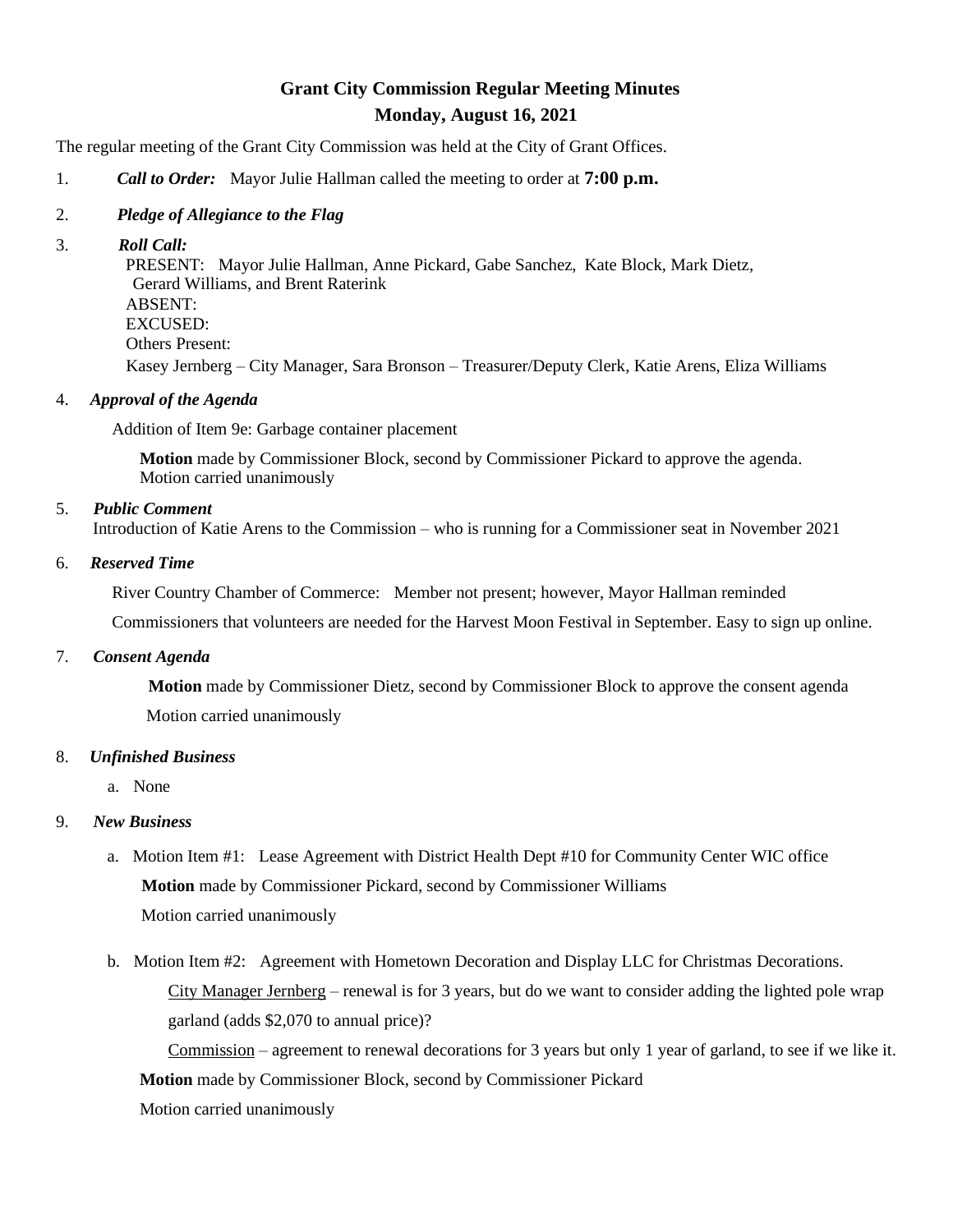# Grant City Commission Regular Meeting Minutes

## Monday, August 16, 2021

The regular meeting of the Grant City Commission was held at the City of Grant Offices.

1. ***Call to Order:*** Mayor Julie Hallman called the meeting to order at **7:00 p.m.**

2. ***Pledge of Allegiance to the Flag***

3. ***Roll Call:***
   PRESENT: Mayor Julie Hallman, Anne Pickard, Gabe Sanchez, Kate Block, Mark Dietz, Gerard Williams, and Brent Raterink
   ABSENT:
   EXCUSED:
   Others Present:
   Kasey Jernberg – City Manager, Sara Bronson – Treasurer/Deputy Clerk, Katie Arens, Eliza Williams

4. ***Approval of the Agenda***

   Addition of Item 9e: Garbage container placement

   **Motion** made by Commissioner Block, second by Commissioner Pickard to approve the agenda.
   Motion carried unanimously

5. ***Public Comment***
   Introduction of Katie Arens to the Commission – who is running for a Commissioner seat in November 2021

6. ***Reserved Time***

   River Country Chamber of Commerce: Member not present; however, Mayor Hallman reminded Commissioners that volunteers are needed for the Harvest Moon Festival in September. Easy to sign up online.

7. ***Consent Agenda***

   **Motion** made by Commissioner Dietz, second by Commissioner Block to approve the consent agenda

   Motion carried unanimously

8. ***Unfinished Business***

   a. None

9. ***New Business***

   a. Motion Item #1: Lease Agreement with District Health Dept #10 for Community Center WIC office

      **Motion** made by Commissioner Pickard, second by Commissioner Williams

      Motion carried unanimously

   b. Motion Item #2: Agreement with Hometown Decoration and Display LLC for Christmas Decorations.

      City Manager Jernberg – renewal is for 3 years, but do we want to consider adding the lighted pole wrap garland (adds $2,070 to annual price)?

      Commission – agreement to renewal decorations for 3 years but only 1 year of garland, to see if we like it.

      **Motion** made by Commissioner Block, second by Commissioner Pickard

      Motion carried unanimously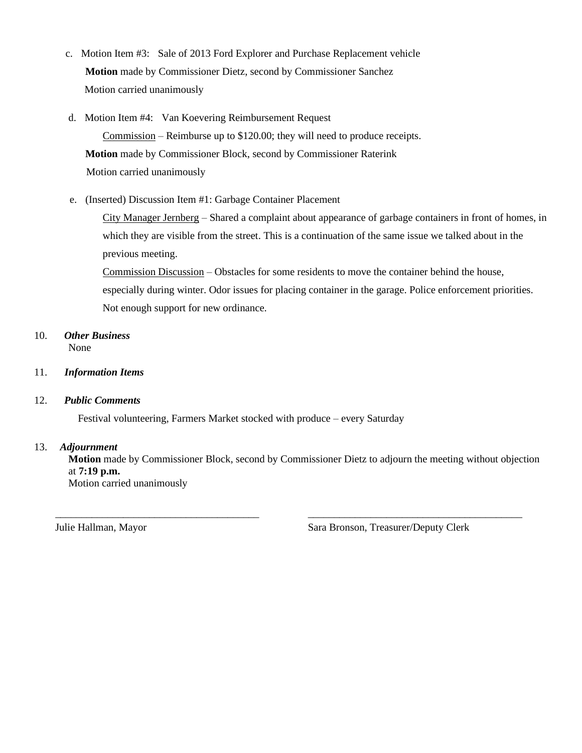c. Motion Item #3: Sale of 2013 Ford Explorer and Purchase Replacement vehicle

**Motion** made by Commissioner Dietz, second by Commissioner Sanchez

Motion carried unanimously

d. Motion Item #4: Van Koevering Reimbursement Request

Commission – Reimburse up to $120.00; they will need to produce receipts.

**Motion** made by Commissioner Block, second by Commissioner Raterink

Motion carried unanimously

e. (Inserted) Discussion Item #1: Garbage Container Placement

City Manager Jernberg – Shared a complaint about appearance of garbage containers in front of homes, in which they are visible from the street. This is a continuation of the same issue we talked about in the previous meeting.

Commission Discussion – Obstacles for some residents to move the container behind the house, especially during winter. Odor issues for placing container in the garage. Police enforcement priorities. Not enough support for new ordinance.

10. ***Other Business***

None

11. ***Information Items***

12. ***Public Comments***

Festival volunteering, Farmers Market stocked with produce – every Saturday

13. ***Adjournment***

**Motion** made by Commissioner Block, second by Commissioner Dietz to adjourn the meeting without objection at **7:19 p.m.**

Motion carried unanimously

_______________________________________ _______________________________________

Julie Hallman, Mayor Sara Bronson, Treasurer/Deputy Clerk